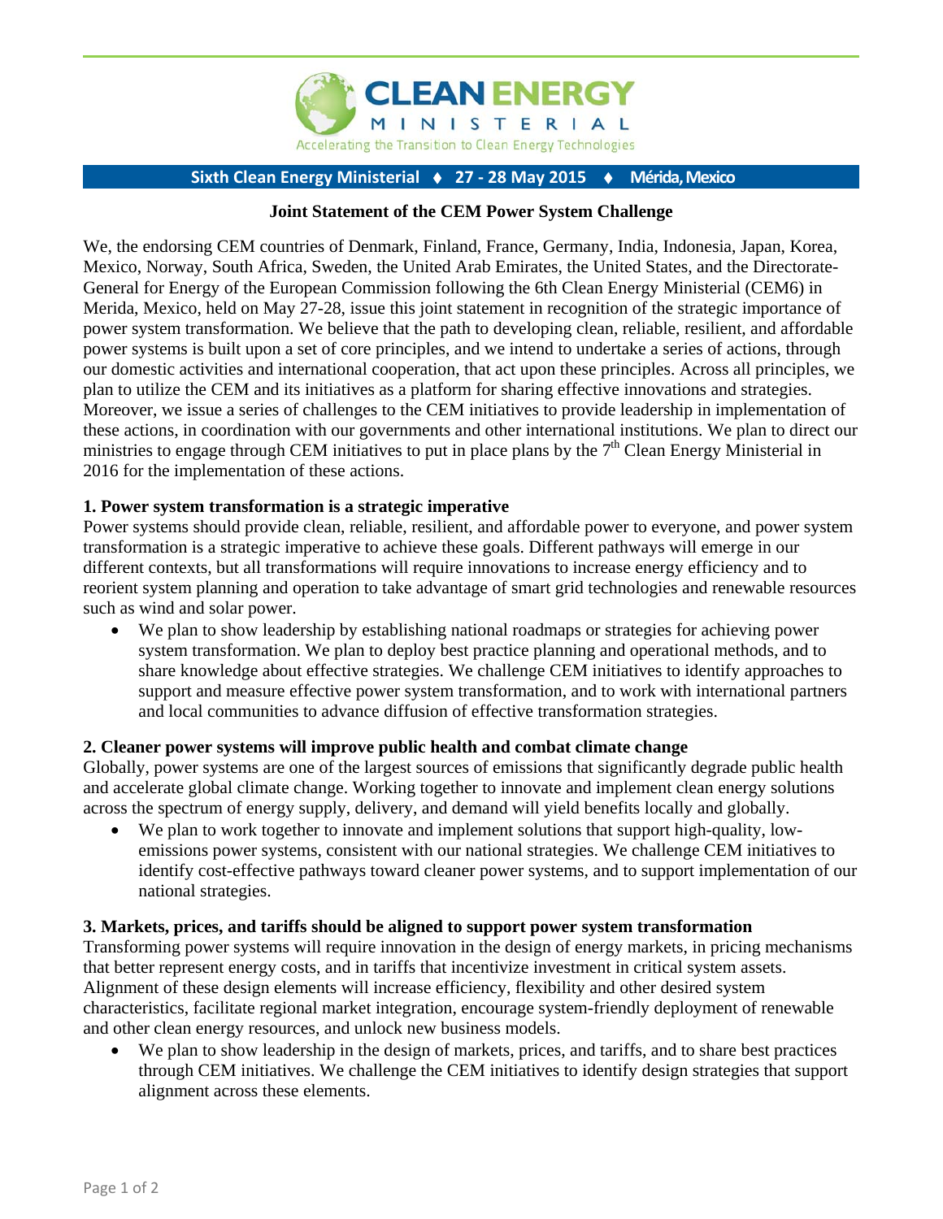CLEAN ENERGY MINISTERIAL

Accelerating the Transition to Clean Energy Technologies

**Sixth Clean Energy Ministerial ♦ 27 - 28 May 2015 ♦ Mérida, Mexico**

## Joint Statement of the CEM Power System Challenge

We, the endorsing CEM countries of Denmark, Finland, France, Germany, India, Indonesia, Japan, Korea, Mexico, Norway, South Africa, Sweden, the United Arab Emirates, the United States, and the Directorate-General for Energy of the European Commission following the 6th Clean Energy Ministerial (CEM6) in Merida, Mexico, held on May 27-28, issue this joint statement in recognition of the strategic importance of power system transformation. We believe that the path to developing clean, reliable, resilient, and affordable power systems is built upon a set of core principles, and we intend to undertake a series of actions, through our domestic activities and international cooperation, that act upon these principles. Across all principles, we plan to utilize the CEM and its initiatives as a platform for sharing effective innovations and strategies. Moreover, we issue a series of challenges to the CEM initiatives to provide leadership in implementation of these actions, in coordination with our governments and other international institutions. We plan to direct our ministries to engage through CEM initiatives to put in place plans by the 7th Clean Energy Ministerial in 2016 for the implementation of these actions.

### 1. Power system transformation is a strategic imperative

Power systems should provide clean, reliable, resilient, and affordable power to everyone, and power system transformation is a strategic imperative to achieve these goals. Different pathways will emerge in our different contexts, but all transformations will require innovations to increase energy efficiency and to reorient system planning and operation to take advantage of smart grid technologies and renewable resources such as wind and solar power.

- We plan to show leadership by establishing national roadmaps or strategies for achieving power system transformation. We plan to deploy best practice planning and operational methods, and to share knowledge about effective strategies. We challenge CEM initiatives to identify approaches to support and measure effective power system transformation, and to work with international partners and local communities to advance diffusion of effective transformation strategies.

### 2. Cleaner power systems will improve public health and combat climate change

Globally, power systems are one of the largest sources of emissions that significantly degrade public health and accelerate global climate change. Working together to innovate and implement clean energy solutions across the spectrum of energy supply, delivery, and demand will yield benefits locally and globally.

- We plan to work together to innovate and implement solutions that support high-quality, low-emissions power systems, consistent with our national strategies. We challenge CEM initiatives to identify cost-effective pathways toward cleaner power systems, and to support implementation of our national strategies.

### 3. Markets, prices, and tariffs should be aligned to support power system transformation

Transforming power systems will require innovation in the design of energy markets, in pricing mechanisms that better represent energy costs, and in tariffs that incentivize investment in critical system assets. Alignment of these design elements will increase efficiency, flexibility and other desired system characteristics, facilitate regional market integration, encourage system-friendly deployment of renewable and other clean energy resources, and unlock new business models.

- We plan to show leadership in the design of markets, prices, and tariffs, and to share best practices through CEM initiatives. We challenge the CEM initiatives to identify design strategies that support alignment across these elements.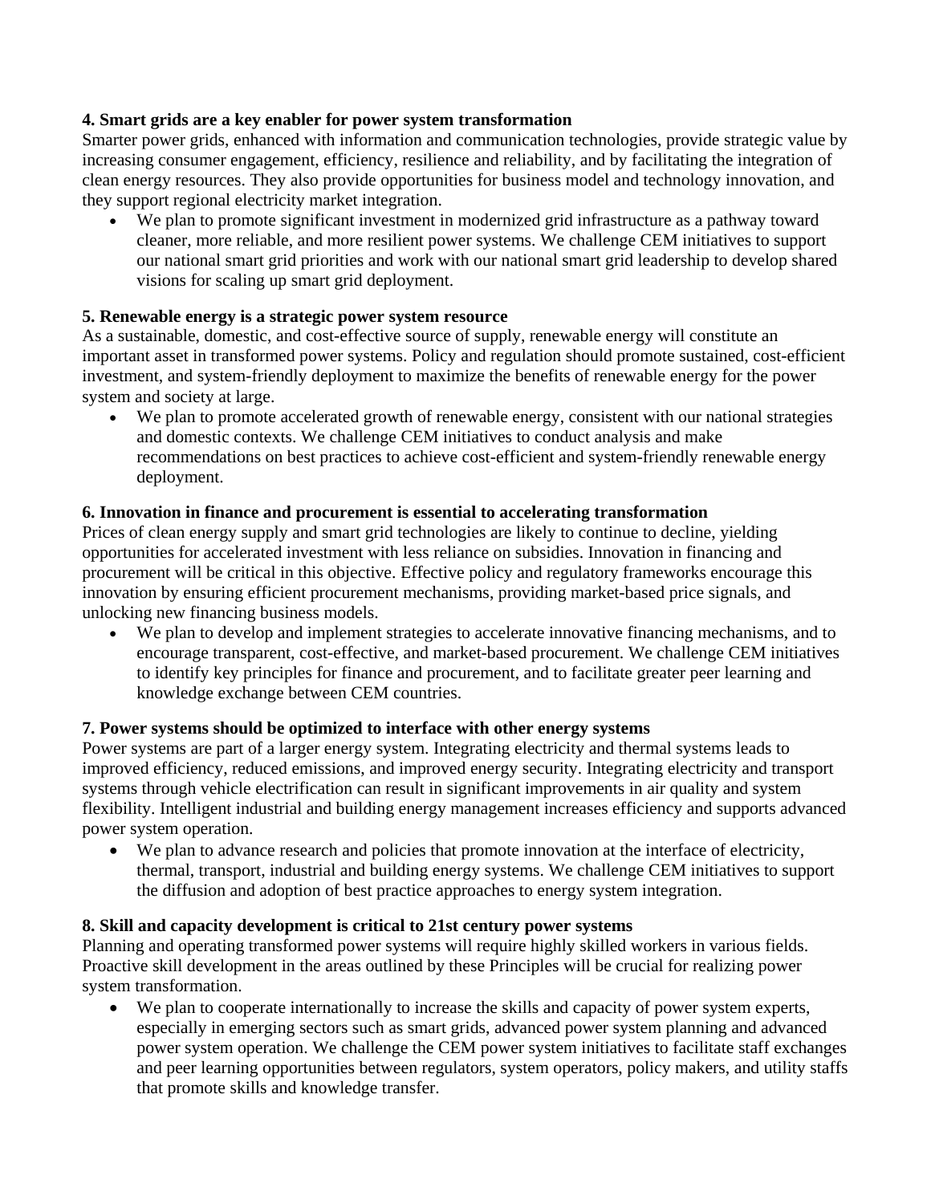**4. Smart grids are a key enabler for power system transformation**

Smarter power grids, enhanced with information and communication technologies, provide strategic value by increasing consumer engagement, efficiency, resilience and reliability, and by facilitating the integration of clean energy resources. They also provide opportunities for business model and technology innovation, and they support regional electricity market integration.

- We plan to promote significant investment in modernized grid infrastructure as a pathway toward cleaner, more reliable, and more resilient power systems. We challenge CEM initiatives to support our national smart grid priorities and work with our national smart grid leadership to develop shared visions for scaling up smart grid deployment.

**5. Renewable energy is a strategic power system resource**

As a sustainable, domestic, and cost-effective source of supply, renewable energy will constitute an important asset in transformed power systems. Policy and regulation should promote sustained, cost-efficient investment, and system-friendly deployment to maximize the benefits of renewable energy for the power system and society at large.

- We plan to promote accelerated growth of renewable energy, consistent with our national strategies and domestic contexts. We challenge CEM initiatives to conduct analysis and make recommendations on best practices to achieve cost-efficient and system-friendly renewable energy deployment.

**6. Innovation in finance and procurement is essential to accelerating transformation**

Prices of clean energy supply and smart grid technologies are likely to continue to decline, yielding opportunities for accelerated investment with less reliance on subsidies. Innovation in financing and procurement will be critical in this objective. Effective policy and regulatory frameworks encourage this innovation by ensuring efficient procurement mechanisms, providing market-based price signals, and unlocking new financing business models.

- We plan to develop and implement strategies to accelerate innovative financing mechanisms, and to encourage transparent, cost-effective, and market-based procurement. We challenge CEM initiatives to identify key principles for finance and procurement, and to facilitate greater peer learning and knowledge exchange between CEM countries.

**7. Power systems should be optimized to interface with other energy systems**

Power systems are part of a larger energy system. Integrating electricity and thermal systems leads to improved efficiency, reduced emissions, and improved energy security. Integrating electricity and transport systems through vehicle electrification can result in significant improvements in air quality and system flexibility. Intelligent industrial and building energy management increases efficiency and supports advanced power system operation.

- We plan to advance research and policies that promote innovation at the interface of electricity, thermal, transport, industrial and building energy systems. We challenge CEM initiatives to support the diffusion and adoption of best practice approaches to energy system integration.

**8. Skill and capacity development is critical to 21st century power systems**

Planning and operating transformed power systems will require highly skilled workers in various fields. Proactive skill development in the areas outlined by these Principles will be crucial for realizing power system transformation.

- We plan to cooperate internationally to increase the skills and capacity of power system experts, especially in emerging sectors such as smart grids, advanced power system planning and advanced power system operation. We challenge the CEM power system initiatives to facilitate staff exchanges and peer learning opportunities between regulators, system operators, policy makers, and utility staffs that promote skills and knowledge transfer.